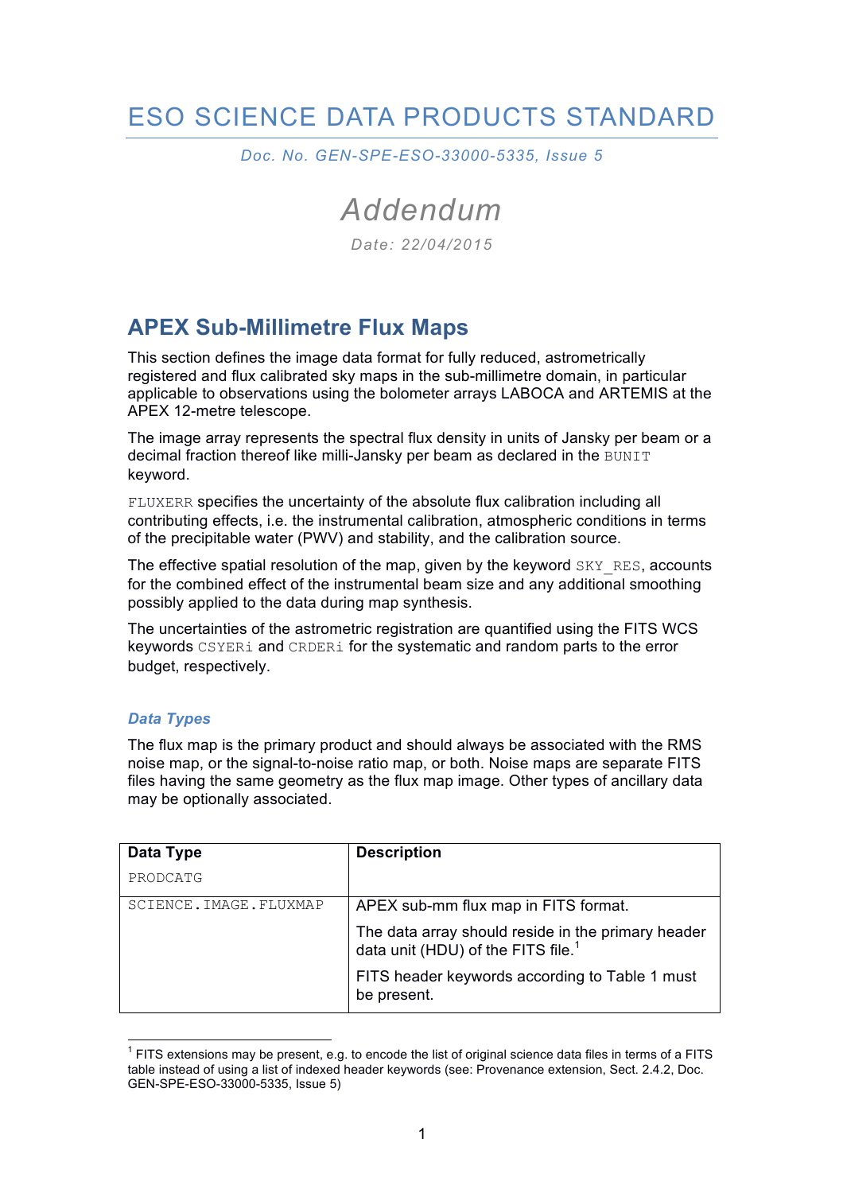# ESO SCIENCE DATA PRODUCTS STANDARD

*Doc. No. GEN-SPE-ESO-33000-5335, Issue 5*

## *Addendum*

Date: 22/04/2015

## APEX Sub-Millimetre Flux Maps

This section defines the image data format for fully reduced, astrometrically registered and flux calibrated sky maps in the sub-millimetre domain, in particular applicable to observations using the bolometer arrays LABOCA and ARTEMIS at the APEX 12-metre telescope.

The image array represents the spectral flux density in units of Jansky per beam or a decimal fraction thereof like milli-Jansky per beam as declared in the `BUNIT` keyword.

`FLUXERR` specifies the uncertainty of the absolute flux calibration including all contributing effects, i.e. the instrumental calibration, atmospheric conditions in terms of the precipitable water (PWV) and stability, and the calibration source.

The effective spatial resolution of the map, given by the keyword `SKY_RES`, accounts for the combined effect of the instrumental beam size and any additional smoothing possibly applied to the data during map synthesis.

The uncertainties of the astrometric registration are quantified using the FITS WCS keywords `CSYERi` and `CRDERi` for the systematic and random parts to the error budget, respectively.

### *Data Types*

The flux map is the primary product and should always be associated with the RMS noise map, or the signal-to-noise ratio map, or both. Noise maps are separate FITS files having the same geometry as the flux map image. Other types of ancillary data may be optionally associated.

| **Data Type**<br>`PRODCATG` | **Description** |
|---|---|
| `SCIENCE.IMAGE.FLUXMAP` | APEX sub-mm flux map in FITS format.<br>The data array should reside in the primary header data unit (HDU) of the FITS file.[1]<br>FITS header keywords according to Table 1 must be present. |

[1] FITS extensions may be present, e.g. to encode the list of original science data files in terms of a FITS table instead of using a list of indexed header keywords (see: Provenance extension, Sect. 2.4.2, Doc. GEN-SPE-ESO-33000-5335, Issue 5)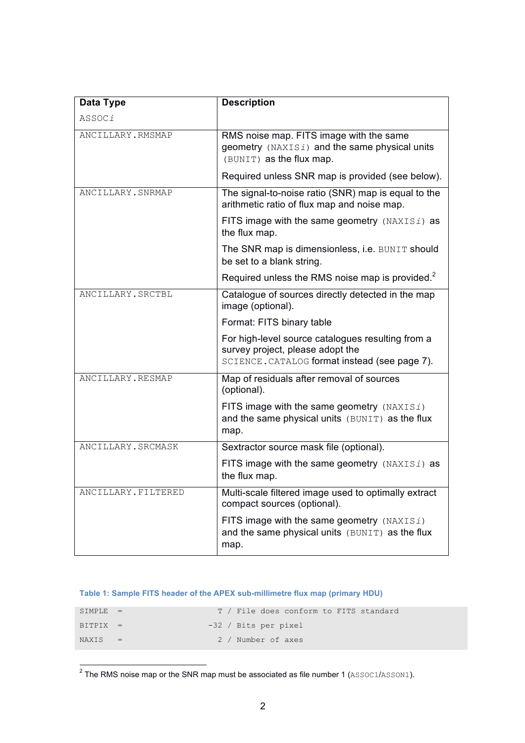| Data Type<br>ASSOC*i* | Description |
|---|---|
| ANCILLARY.RMSMAP | RMS noise map. FITS image with the same geometry (NAXIS*i*) and the same physical units (BUNIT) as the flux map.<br><br>Required unless SNR map is provided (see below). |
| ANCILLARY.SNRMAP | The signal-to-noise ratio (SNR) map is equal to the arithmetic ratio of flux map and noise map.<br><br>FITS image with the same geometry (NAXIS*i*) as the flux map.<br><br>The SNR map is dimensionless, i.e. BUNIT should be set to a blank string.<br><br>Required unless the RMS noise map is provided.[2] |
| ANCILLARY.SRCTBL | Catalogue of sources directly detected in the map image (optional).<br><br>Format: FITS binary table<br><br>For high-level source catalogues resulting from a survey project, please adopt the SCIENCE.CATALOG format instead (see page 7). |
| ANCILLARY.RESMAP | Map of residuals after removal of sources (optional).<br><br>FITS image with the same geometry (NAXIS*i*) and the same physical units (BUNIT) as the flux map. |
| ANCILLARY.SRCMASK | Sextractor source mask file (optional).<br><br>FITS image with the same geometry (NAXIS*i*) as the flux map. |
| ANCILLARY.FILTERED | Multi-scale filtered image used to optimally extract compact sources (optional).<br><br>FITS image with the same geometry (NAXIS*i*) and the same physical units (BUNIT) as the flux map. |

**Table 1: Sample FITS header of the APEX sub-millimetre flux map (primary HDU)**

```
SIMPLE  =                    T / File does conform to FITS standard
BITPIX  =                  -32 / Bits per pixel
NAXIS   =                    2 / Number of axes
```

[2] The RMS noise map or the SNR map must be associated as file number 1 (ASSOC1/ASSON1).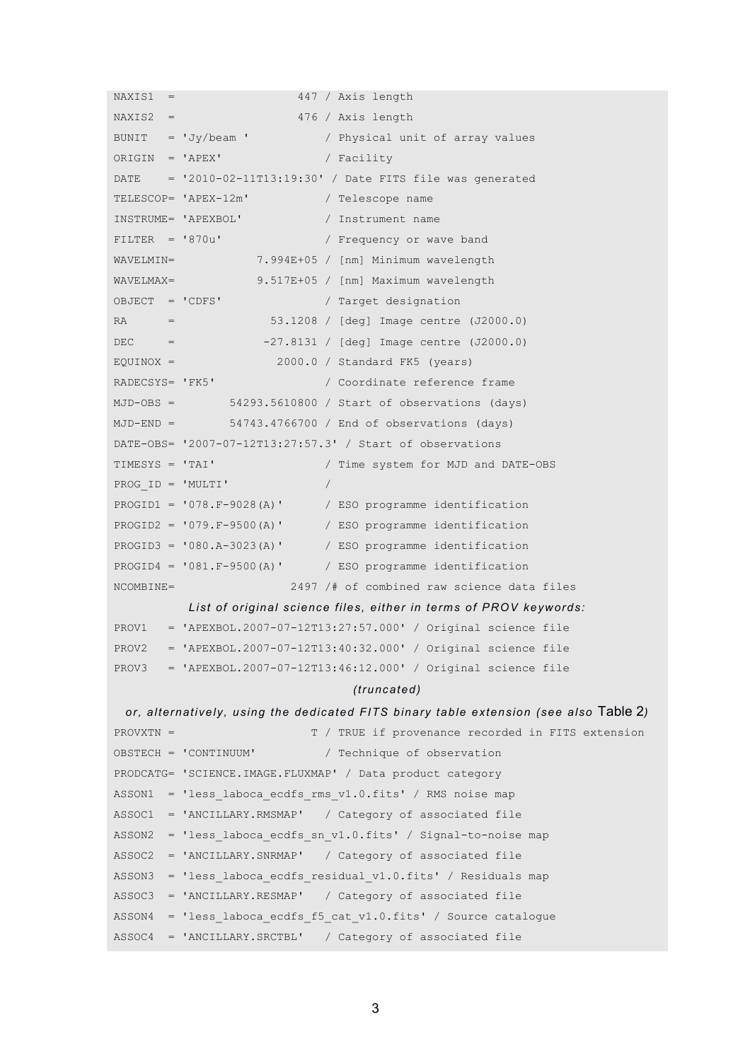```
NAXIS1  =                  447 / Axis length
NAXIS2  =                  476 / Axis length
BUNIT   = 'Jy/beam '           / Physical unit of array values
ORIGIN  = 'APEX'               / Facility
DATE    = '2010-02-11T13:19:30' / Date FITS file was generated
TELESCOP= 'APEX-12m'           / Telescope name
INSTRUME= 'APEXBOL'            / Instrument name
FILTER  = '870u'               / Frequency or wave band
WAVELMIN=            7.994E+05 / [nm] Minimum wavelength
WAVELMAX=            9.517E+05 / [nm] Maximum wavelength
OBJECT  = 'CDFS'               / Target designation
RA      =              53.1208 / [deg] Image centre (J2000.0)
DEC     =             -27.8131 / [deg] Image centre (J2000.0)
EQUINOX =               2000.0 / Standard FK5 (years)
RADECSYS= 'FK5'                / Coordinate reference frame
MJD-OBS =        54293.5610800 / Start of observations (days)
MJD-END =        54743.4766700 / End of observations (days)
DATE-OBS= '2007-07-12T13:27:57.3' / Start of observations
TIMESYS = 'TAI'                / Time system for MJD and DATE-OBS
PROG_ID = 'MULTI'              /
PROGID1 = '078.F-9028(A)'      / ESO programme identification
PROGID2 = '079.F-9500(A)'      / ESO programme identification
PROGID3 = '080.A-3023(A)'      / ESO programme identification
PROGID4 = '081.F-9500(A)'      / ESO programme identification
NCOMBINE=                 2497 /# of combined raw science data files
```

*List of original science files, either in terms of PROV keywords:*

```
PROV1   = 'APEXBOL.2007-07-12T13:27:57.000' / Original science file
PROV2   = 'APEXBOL.2007-07-12T13:40:32.000' / Original science file
PROV3   = 'APEXBOL.2007-07-12T13:46:12.000' / Original science file
```

*(truncated)*

*or, alternatively, using the dedicated FITS binary table extension (see also* Table 2*)*

```
PROVXTN =                    T / TRUE if provenance recorded in FITS extension
OBSTECH = 'CONTINUUM'          / Technique of observation
PRODCATG= 'SCIENCE.IMAGE.FLUXMAP' / Data product category
ASSON1  = 'less_laboca_ecdfs_rms_v1.0.fits' / RMS noise map
ASSOC1  = 'ANCILLARY.RMSMAP'   / Category of associated file
ASSON2  = 'less_laboca_ecdfs_sn_v1.0.fits' / Signal-to-noise map
ASSOC2  = 'ANCILLARY.SNRMAP'   / Category of associated file
ASSON3  = 'less_laboca_ecdfs_residual_v1.0.fits' / Residuals map
ASSOC3  = 'ANCILLARY.RESMAP'   / Category of associated file
ASSON4  = 'less_laboca_ecdfs_f5_cat_v1.0.fits' / Source catalogue
ASSOC4  = 'ANCILLARY.SRCTBL'   / Category of associated file
```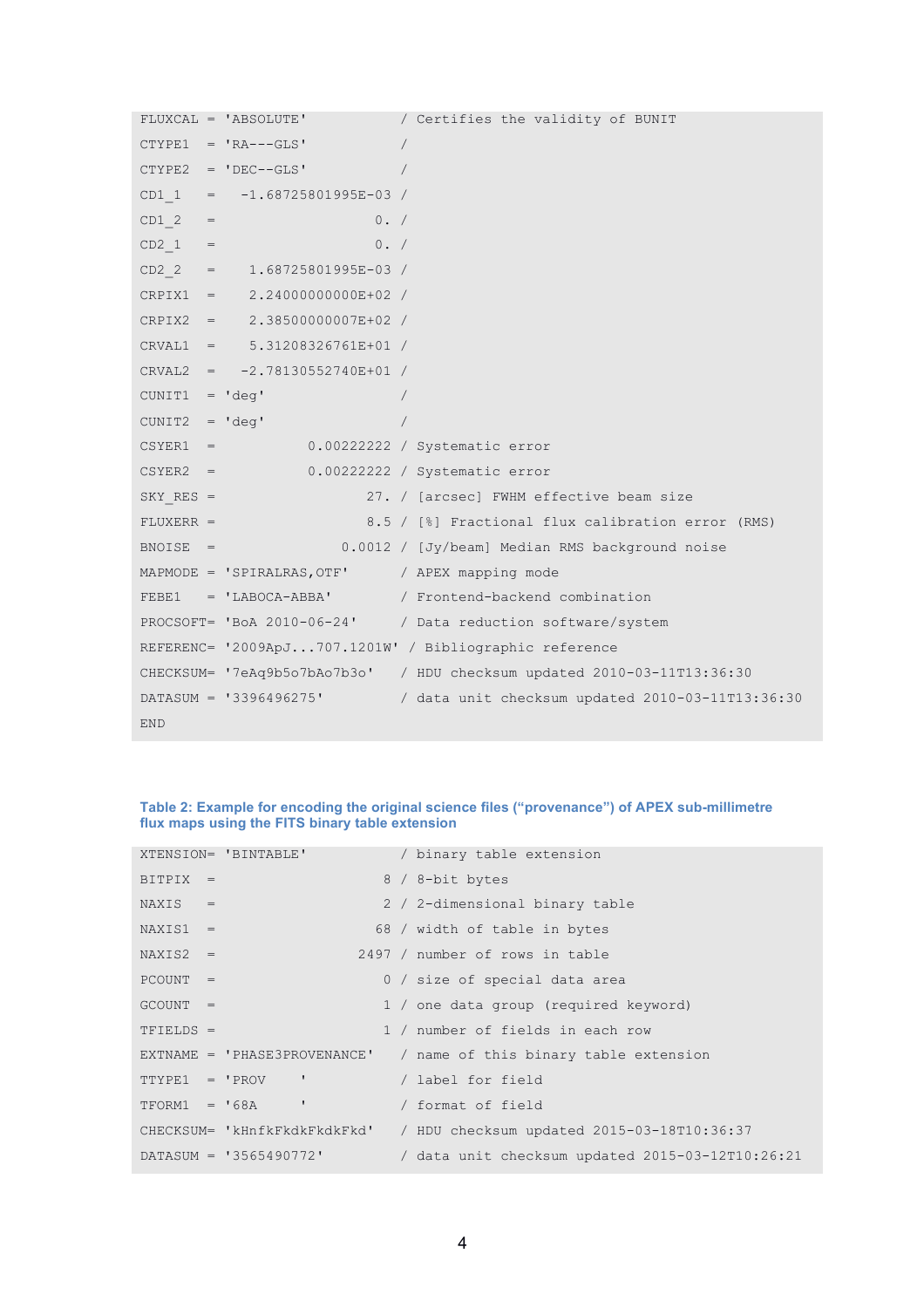```
FLUXCAL = 'ABSOLUTE'           / Certifies the validity of BUNIT
CTYPE1  = 'RA---GLS'           /
CTYPE2  = 'DEC--GLS'           /
CD1_1   =   -1.68725801995E-03 /
CD1_2   =                   0. /
CD2_1   =                   0. /
CD2_2   =    1.68725801995E-03 /
CRPIX1  =    2.24000000000E+02 /
CRPIX2  =    2.38500000007E+02 /
CRVAL1  =    5.31208326761E+01 /
CRVAL2  =   -2.78130552740E+01 /
CUNIT1  = 'deg'                /
CUNIT2  = 'deg'                /
CSYER1  =           0.00222222 / Systematic error
CSYER2  =           0.00222222 / Systematic error
SKY_RES =                  27. / [arcsec] FWHM effective beam size
FLUXERR =                  8.5 / [%] Fractional flux calibration error (RMS)
BNOISE  =               0.0012 / [Jy/beam] Median RMS background noise
MAPMODE = 'SPIRALRAS,OTF'      / APEX mapping mode
FEBE1   = 'LABOCA-ABBA'        / Frontend-backend combination
PROCSOFT= 'BoA 2010-06-24'     / Data reduction software/system
REFERENC= '2009ApJ...707.1201W' / Bibliographic reference
CHECKSUM= '7eAq9b5o7bAo7b3o'   / HDU checksum updated 2010-03-11T13:36:30
DATASUM = '3396496275'         / data unit checksum updated 2010-03-11T13:36:30
END
```

**Table 2: Example for encoding the original science files ("provenance") of APEX sub-millimetre flux maps using the FITS binary table extension**

```
XTENSION= 'BINTABLE'           / binary table extension
BITPIX  =                    8 / 8-bit bytes
NAXIS   =                    2 / 2-dimensional binary table
NAXIS1  =                   68 / width of table in bytes
NAXIS2  =                 2497 / number of rows in table
PCOUNT  =                    0 / size of special data area
GCOUNT  =                    1 / one data group (required keyword)
TFIELDS =                    1 / number of fields in each row
EXTNAME = 'PHASE3PROVENANCE'   / name of this binary table extension
TTYPE1  = 'PROV    '           / label for field
TFORM1  = '68A     '           / format of field
CHECKSUM= 'kHnfkFkdkFkdkFkd'   / HDU checksum updated 2015-03-18T10:36:37
DATASUM = '3565490772'         / data unit checksum updated 2015-03-12T10:26:21
```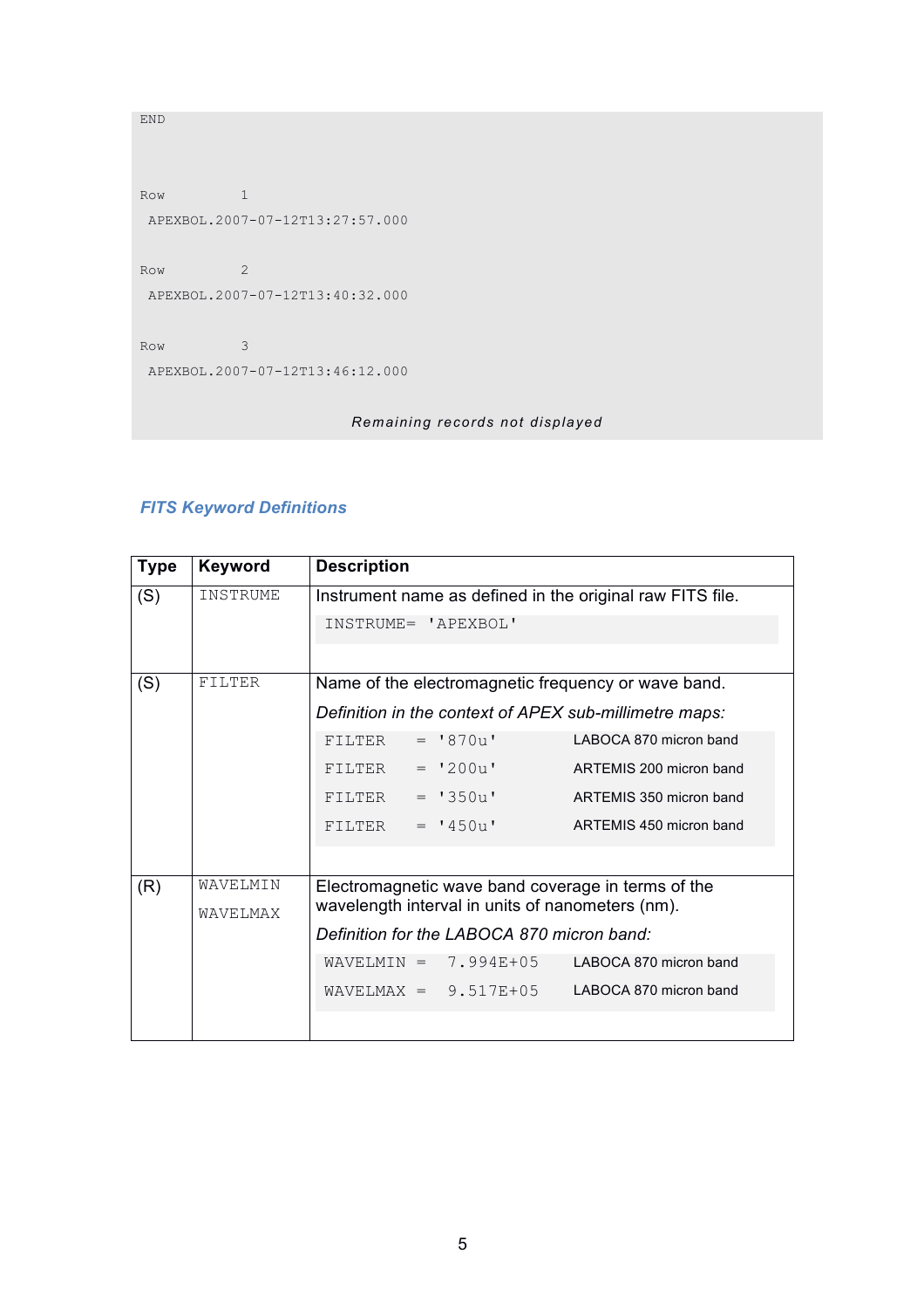```
END


Row          1
 APEXBOL.2007-07-12T13:27:57.000

Row          2
 APEXBOL.2007-07-12T13:40:32.000

Row          3
 APEXBOL.2007-07-12T13:46:12.000

                    Remaining records not displayed
```

### *FITS Keyword Definitions*

| Type | Keyword | Description |
|---|---|---|
| (S) | `INSTRUME` | Instrument name as defined in the original raw FITS file.<br>`INSTRUME= 'APEXBOL'` |
| (S) | `FILTER` | Name of the electromagnetic frequency or wave band.<br>*Definition in the context of APEX sub-millimetre maps:*<br>`FILTER = '870u'` LABOCA 870 micron band<br>`FILTER = '200u'` ARTEMIS 200 micron band<br>`FILTER = '350u'` ARTEMIS 350 micron band<br>`FILTER = '450u'` ARTEMIS 450 micron band |
| (R) | `WAVELMIN`<br>`WAVELMAX` | Electromagnetic wave band coverage in terms of the wavelength interval in units of nanometers (nm).<br>*Definition for the LABOCA 870 micron band:*<br>`WAVELMIN = 7.994E+05` LABOCA 870 micron band<br>`WAVELMAX = 9.517E+05` LABOCA 870 micron band |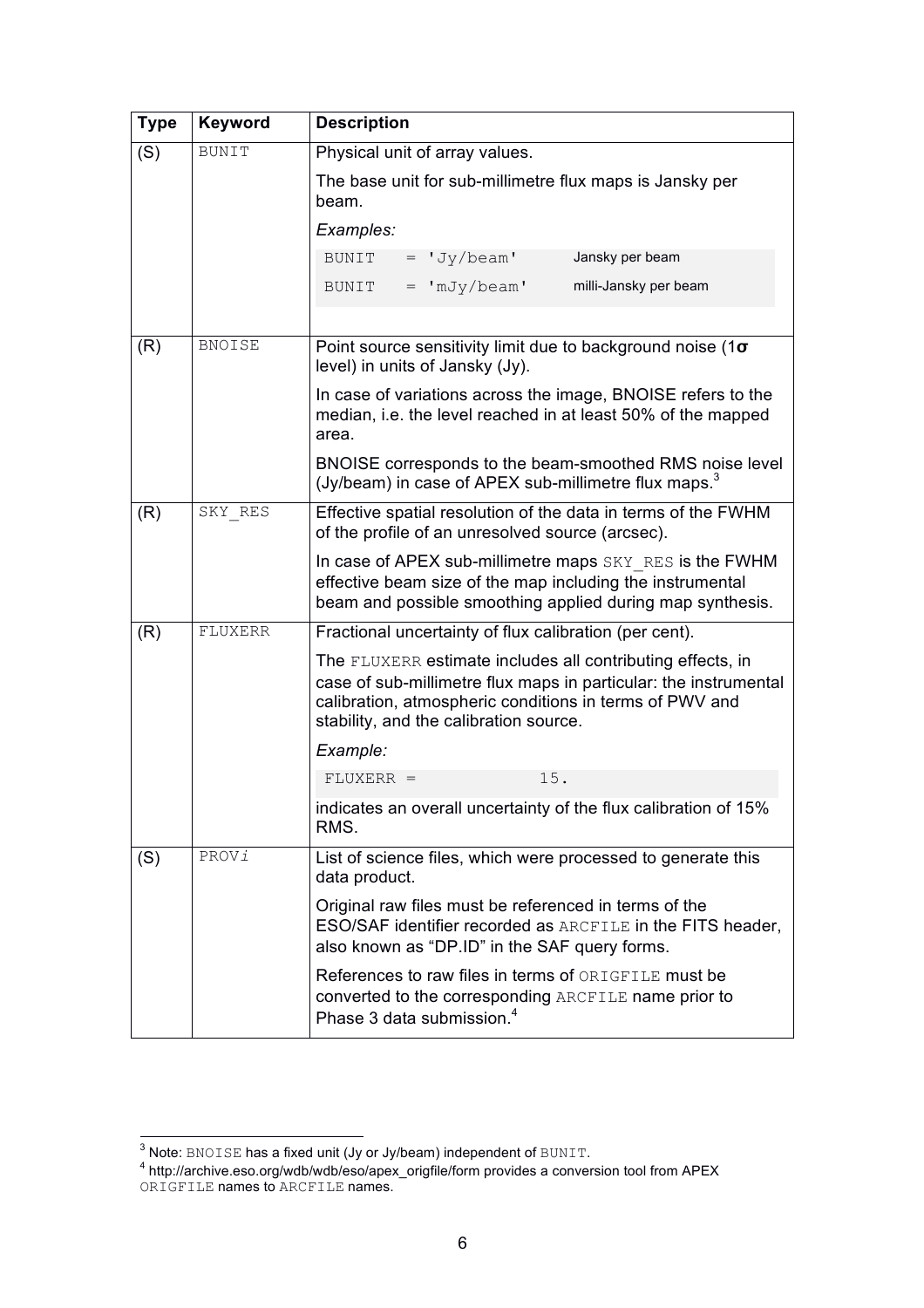| Type | Keyword | Description |
|---|---|---|
| (S) | BUNIT | Physical unit of array values.<br><br>The base unit for sub-millimetre flux maps is Jansky per beam.<br><br>*Examples:*<br>`BUNIT = 'Jy/beam'` Jansky per beam<br>`BUNIT = 'mJy/beam'` milli-Jansky per beam |
| (R) | BNOISE | Point source sensitivity limit due to background noise (1**σ** level) in units of Jansky (Jy).<br><br>In case of variations across the image, BNOISE refers to the median, i.e. the level reached in at least 50% of the mapped area.<br><br>BNOISE corresponds to the beam-smoothed RMS noise level (Jy/beam) in case of APEX sub-millimetre flux maps.[3] |
| (R) | SKY_RES | Effective spatial resolution of the data in terms of the FWHM of the profile of an unresolved source (arcsec).<br><br>In case of APEX sub-millimetre maps SKY_RES is the FWHM effective beam size of the map including the instrumental beam and possible smoothing applied during map synthesis. |
| (R) | FLUXERR | Fractional uncertainty of flux calibration (per cent).<br><br>The FLUXERR estimate includes all contributing effects, in case of sub-millimetre flux maps in particular: the instrumental calibration, atmospheric conditions in terms of PWV and stability, and the calibration source.<br><br>*Example:*<br>`FLUXERR = 15.`<br><br>indicates an overall uncertainty of the flux calibration of 15% RMS. |
| (S) | PROV*i* | List of science files, which were processed to generate this data product.<br><br>Original raw files must be referenced in terms of the ESO/SAF identifier recorded as ARCFILE in the FITS header, also known as “DP.ID” in the SAF query forms.<br><br>References to raw files in terms of ORIGFILE must be converted to the corresponding ARCFILE name prior to Phase 3 data submission.[4] |

[3] Note: BNOISE has a fixed unit (Jy or Jy/beam) independent of BUNIT.

[4] http://archive.eso.org/wdb/wdb/eso/apex_origfile/form provides a conversion tool from APEX ORIGFILE names to ARCFILE names.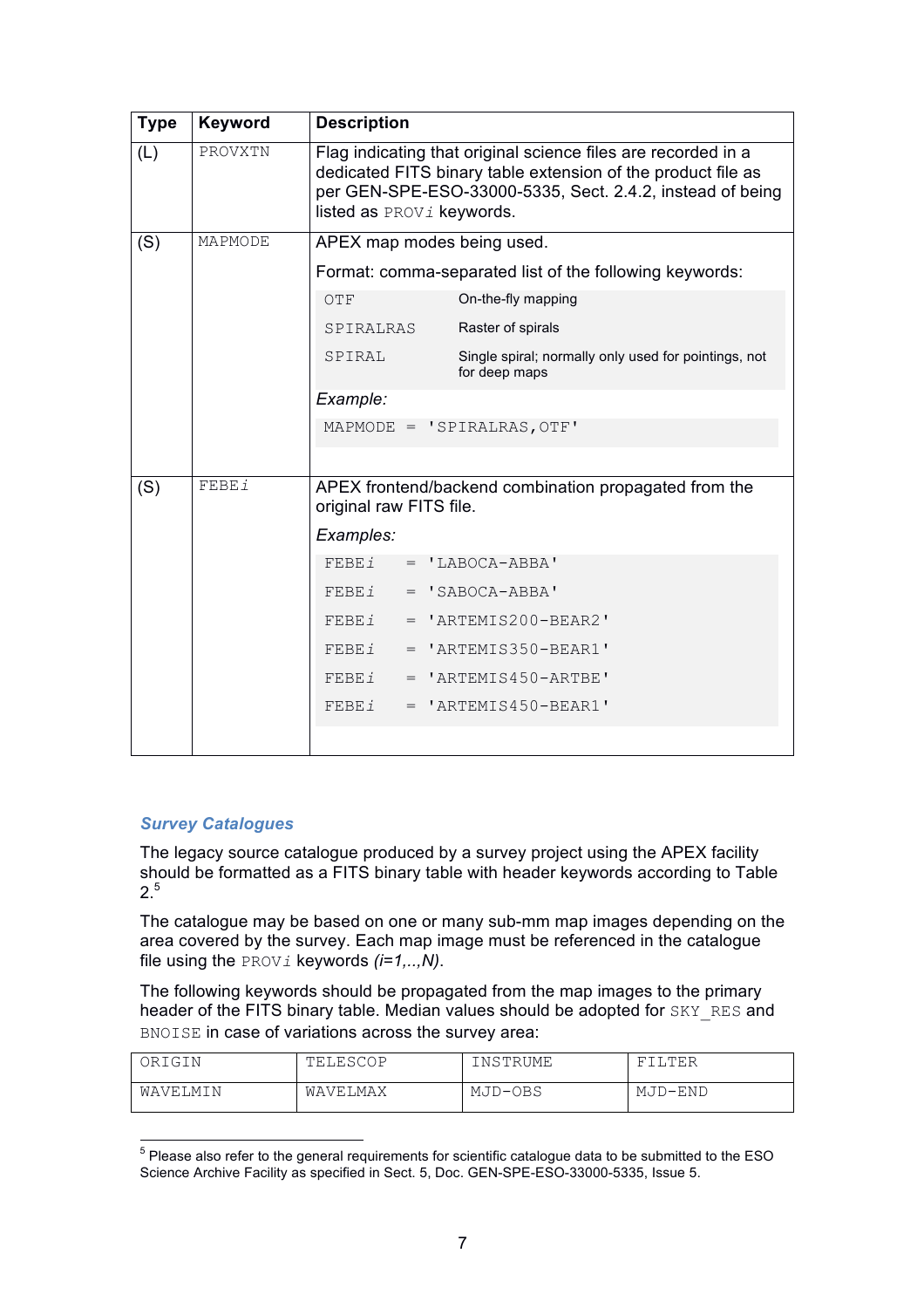| Type | Keyword | Description |
|---|---|---|
| (L) | PROVXTN | Flag indicating that original science files are recorded in a dedicated FITS binary table extension of the product file as per GEN-SPE-ESO-33000-5335, Sect. 2.4.2, instead of being listed as PROV*i* keywords. |
| (S) | MAPMODE | APEX map modes being used.<br><br>Format: comma-separated list of the following keywords:<br>OTF — On-the-fly mapping<br>SPIRALRAS — Raster of spirals<br>SPIRAL — Single spiral; normally only used for pointings, not for deep maps<br><br>*Example:*<br>MAPMODE = 'SPIRALRAS,OTF' |
| (S) | FEBE*i* | APEX frontend/backend combination propagated from the original raw FITS file.<br><br>*Examples:*<br>FEBE*i* = 'LABOCA-ABBA'<br>FEBE*i* = 'SABOCA-ABBA'<br>FEBE*i* = 'ARTEMIS200-BEAR2'<br>FEBE*i* = 'ARTEMIS350-BEAR1'<br>FEBE*i* = 'ARTEMIS450-ARTBE'<br>FEBE*i* = 'ARTEMIS450-BEAR1' |

### *Survey Catalogues*

The legacy source catalogue produced by a survey project using the APEX facility should be formatted as a FITS binary table with header keywords according to Table 2.[5]

The catalogue may be based on one or many sub-mm map images depending on the area covered by the survey. Each map image must be referenced in the catalogue file using the PROV*i* keywords *(i=1,..,N)*.

The following keywords should be propagated from the map images to the primary header of the FITS binary table. Median values should be adopted for SKY_RES and BNOISE in case of variations across the survey area:

| ORIGIN | TELESCOP | INSTRUME | FILTER |
|---|---|---|---|
| WAVELMIN | WAVELMAX | MJD-OBS | MJD-END |

[5] Please also refer to the general requirements for scientific catalogue data to be submitted to the ESO Science Archive Facility as specified in Sect. 5, Doc. GEN-SPE-ESO-33000-5335, Issue 5.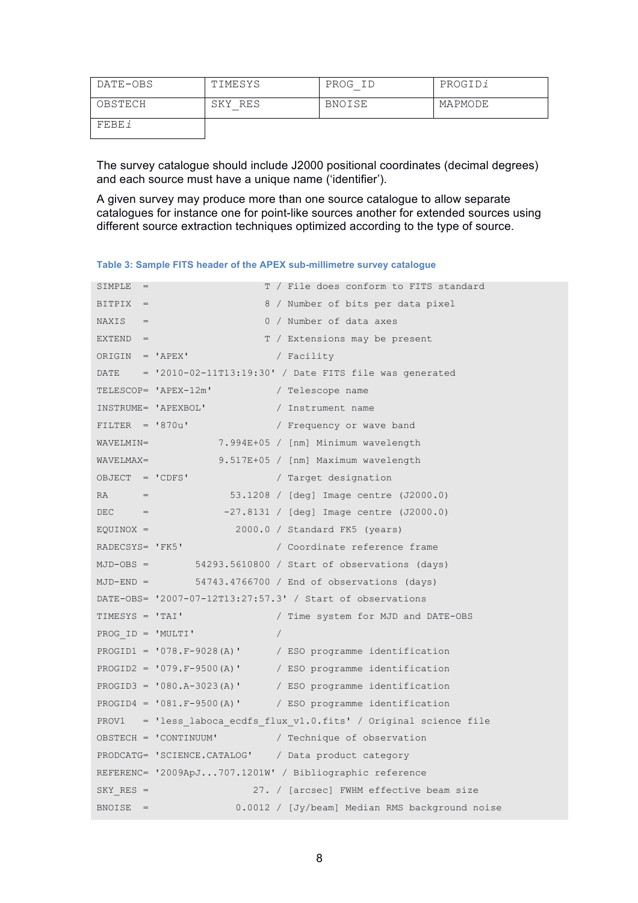| DATE-OBS | TIMESYS | PROG_ID | PROGIDi |
|---|---|---|---|
| OBSTECH | SKY_RES | BNOISE | MAPMODE |
| FEBEi | | | |

The survey catalogue should include J2000 positional coordinates (decimal degrees) and each source must have a unique name ('identifier').

A given survey may produce more than one source catalogue to allow separate catalogues for instance one for point-like sources another for extended sources using different source extraction techniques optimized according to the type of source.

**Table 3: Sample FITS header of the APEX sub-millimetre survey catalogue**

```
SIMPLE  =                    T / File does conform to FITS standard
BITPIX  =                    8 / Number of bits per data pixel
NAXIS   =                    0 / Number of data axes
EXTEND  =                    T / Extensions may be present
ORIGIN  = 'APEX'               / Facility
DATE    = '2010-02-11T13:19:30' / Date FITS file was generated
TELESCOP= 'APEX-12m'           / Telescope name
INSTRUME= 'APEXBOL'            / Instrument name
FILTER  = '870u'               / Frequency or wave band
WAVELMIN=            7.994E+05 / [nm] Minimum wavelength
WAVELMAX=            9.517E+05 / [nm] Maximum wavelength
OBJECT  = 'CDFS'               / Target designation
RA      =              53.1208 / [deg] Image centre (J2000.0)
DEC     =             -27.8131 / [deg] Image centre (J2000.0)
EQUINOX =               2000.0 / Standard FK5 (years)
RADECSYS= 'FK5'                / Coordinate reference frame
MJD-OBS =        54293.5610800 / Start of observations (days)
MJD-END =        54743.4766700 / End of observations (days)
DATE-OBS= '2007-07-12T13:27:57.3' / Start of observations
TIMESYS = 'TAI'                / Time system for MJD and DATE-OBS
PROG_ID = 'MULTI'              /
PROGID1 = '078.F-9028(A)'      / ESO programme identification
PROGID2 = '079.F-9500(A)'      / ESO programme identification
PROGID3 = '080.A-3023(A)'      / ESO programme identification
PROGID4 = '081.F-9500(A)'      / ESO programme identification
PROV1   = 'less_laboca_ecdfs_flux_v1.0.fits' / Original science file
OBSTECH = 'CONTINUUM'          / Technique of observation
PRODCATG= 'SCIENCE.CATALOG'    / Data product category
REFERENC= '2009ApJ...707.1201W' / Bibliographic reference
SKY_RES =                  27. / [arcsec] FWHM effective beam size
BNOISE  =               0.0012 / [Jy/beam] Median RMS background noise
```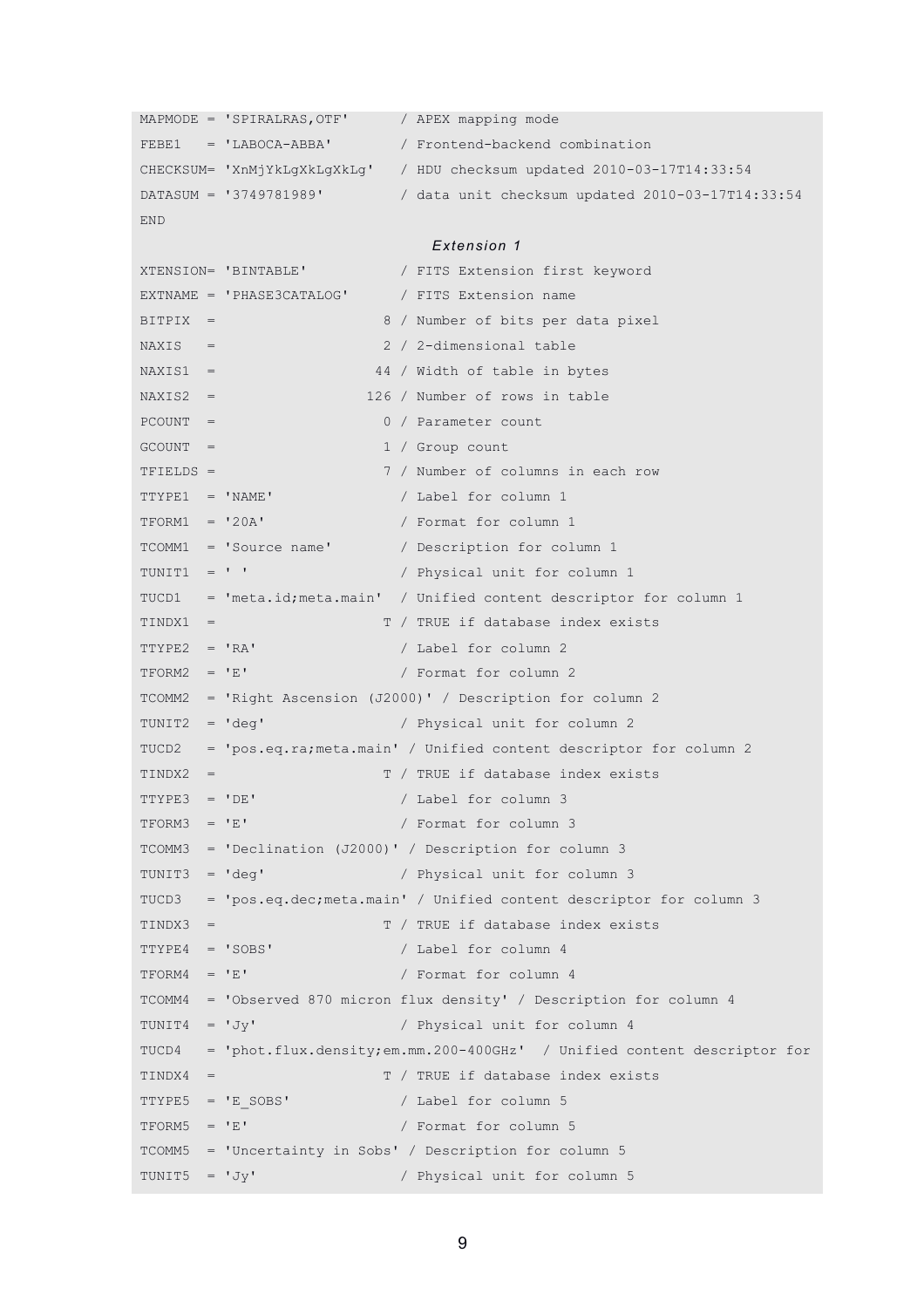```
MAPMODE = 'SPIRALRAS,OTF'      / APEX mapping mode
FEBE1   = 'LABOCA-ABBA'        / Frontend-backend combination
CHECKSUM= 'XnMjYkLgXkLgXkLg'   / HDU checksum updated 2010-03-17T14:33:54
DATASUM = '3749781989'         / data unit checksum updated 2010-03-17T14:33:54
END
```

*Extension 1*

```
XTENSION= 'BINTABLE'           / FITS Extension first keyword
EXTNAME = 'PHASE3CATALOG'      / FITS Extension name
BITPIX  =                    8 / Number of bits per data pixel
NAXIS   =                    2 / 2-dimensional table
NAXIS1  =                   44 / Width of table in bytes
NAXIS2  =                  126 / Number of rows in table
PCOUNT  =                    0 / Parameter count
GCOUNT  =                    1 / Group count
TFIELDS =                    7 / Number of columns in each row
TTYPE1  = 'NAME'               / Label for column 1
TFORM1  = '20A'                / Format for column 1
TCOMM1  = 'Source name'        / Description for column 1
TUNIT1  = ' '                  / Physical unit for column 1
TUCD1   = 'meta.id;meta.main'  / Unified content descriptor for column 1
TINDX1  =                    T / TRUE if database index exists
TTYPE2  = 'RA'                 / Label for column 2
TFORM2  = 'E'                  / Format for column 2
TCOMM2  = 'Right Ascension (J2000)' / Description for column 2
TUNIT2  = 'deg'                / Physical unit for column 2
TUCD2   = 'pos.eq.ra;meta.main' / Unified content descriptor for column 2
TINDX2  =                    T / TRUE if database index exists
TTYPE3  = 'DE'                 / Label for column 3
TFORM3  = 'E'                  / Format for column 3
TCOMM3  = 'Declination (J2000)' / Description for column 3
TUNIT3  = 'deg'                / Physical unit for column 3
TUCD3   = 'pos.eq.dec;meta.main' / Unified content descriptor for column 3
TINDX3  =                    T / TRUE if database index exists
TTYPE4  = 'SOBS'               / Label for column 4
TFORM4  = 'E'                  / Format for column 4
TCOMM4  = 'Observed 870 micron flux density' / Description for column 4
TUNIT4  = 'Jy'                 / Physical unit for column 4
TUCD4   = 'phot.flux.density;em.mm.200-400GHz'  / Unified content descriptor for
TINDX4  =                    T / TRUE if database index exists
TTYPE5  = 'E_SOBS'             / Label for column 5
TFORM5  = 'E'                  / Format for column 5
TCOMM5  = 'Uncertainty in Sobs' / Description for column 5
TUNIT5  = 'Jy'                 / Physical unit for column 5
```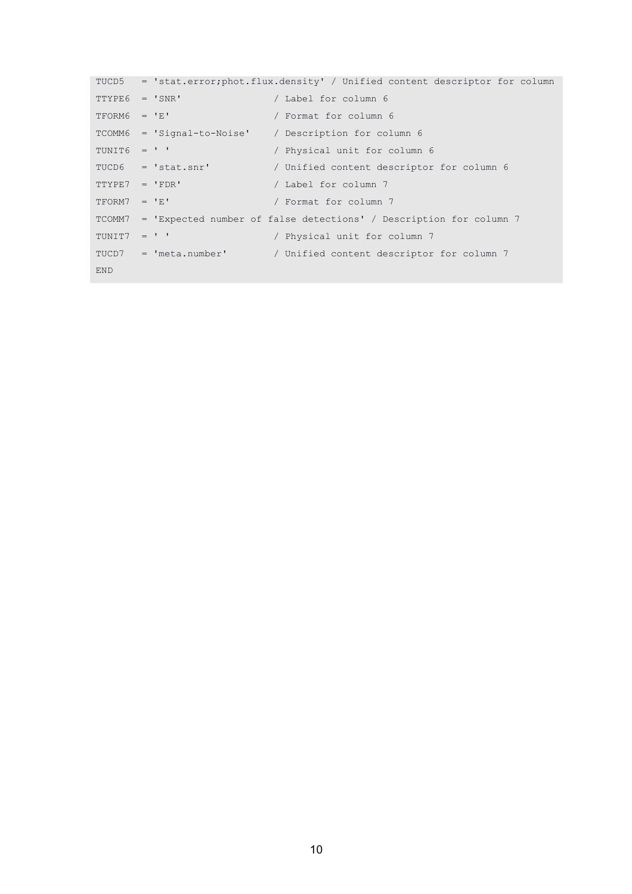```
TUCD5   = 'stat.error;phot.flux.density' / Unified content descriptor for column
TTYPE6  = 'SNR'                / Label for column 6
TFORM6  = 'E'                  / Format for column 6
TCOMM6  = 'Signal-to-Noise'    / Description for column 6
TUNIT6  = ' '                  / Physical unit for column 6
TUCD6   = 'stat.snr'           / Unified content descriptor for column 6
TTYPE7  = 'FDR'                / Label for column 7
TFORM7  = 'E'                  / Format for column 7
TCOMM7  = 'Expected number of false detections' / Description for column 7
TUNIT7  = ' '                  / Physical unit for column 7
TUCD7   = 'meta.number'        / Unified content descriptor for column 7
END
```